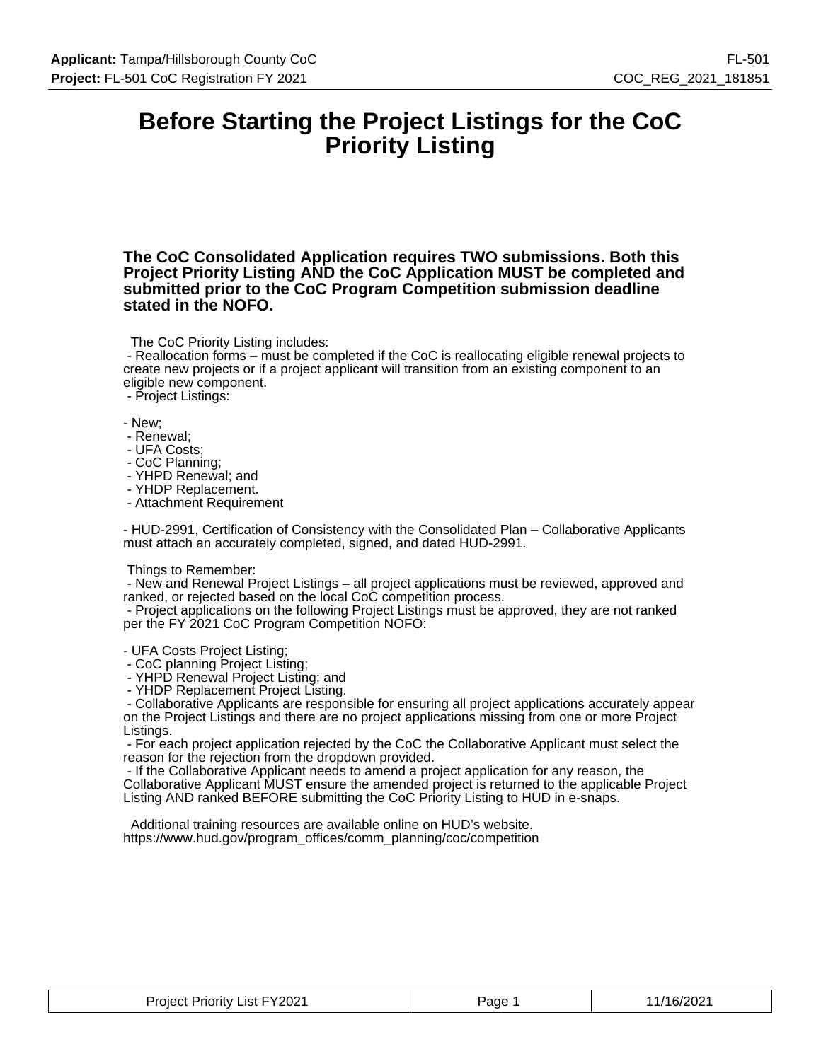# Before Starting the Project Listings for the CoC Priority Listing

**The CoC Consolidated Application requires TWO submissions. Both this Project Priority Listing AND the CoC Application MUST be completed and submitted prior to the CoC Program Competition submission deadline stated in the NOFO.**

The CoC Priority Listing includes:

- Reallocation forms – must be completed if the CoC is reallocating eligible renewal projects to create new projects or if a project applicant will transition from an existing component to an eligible new component.
- Project Listings:

- New;
- Renewal;
- UFA Costs;
- CoC Planning;
- YHPD Renewal; and
- YHDP Replacement.
- Attachment Requirement

- HUD-2991, Certification of Consistency with the Consolidated Plan – Collaborative Applicants must attach an accurately completed, signed, and dated HUD-2991.

Things to Remember:

- New and Renewal Project Listings – all project applications must be reviewed, approved and ranked, or rejected based on the local CoC competition process.
- Project applications on the following Project Listings must be approved, they are not ranked per the FY 2021 CoC Program Competition NOFO:

- UFA Costs Project Listing;
- CoC planning Project Listing;
- YHPD Renewal Project Listing; and
- YHDP Replacement Project Listing.
- Collaborative Applicants are responsible for ensuring all project applications accurately appear on the Project Listings and there are no project applications missing from one or more Project Listings.
- For each project application rejected by the CoC the Collaborative Applicant must select the reason for the rejection from the dropdown provided.
- If the Collaborative Applicant needs to amend a project application for any reason, the Collaborative Applicant MUST ensure the amended project is returned to the applicable Project Listing AND ranked BEFORE submitting the CoC Priority Listing to HUD in e-snaps.

Additional training resources are available online on HUD's website.
https://www.hud.gov/program_offices/comm_planning/coc/competition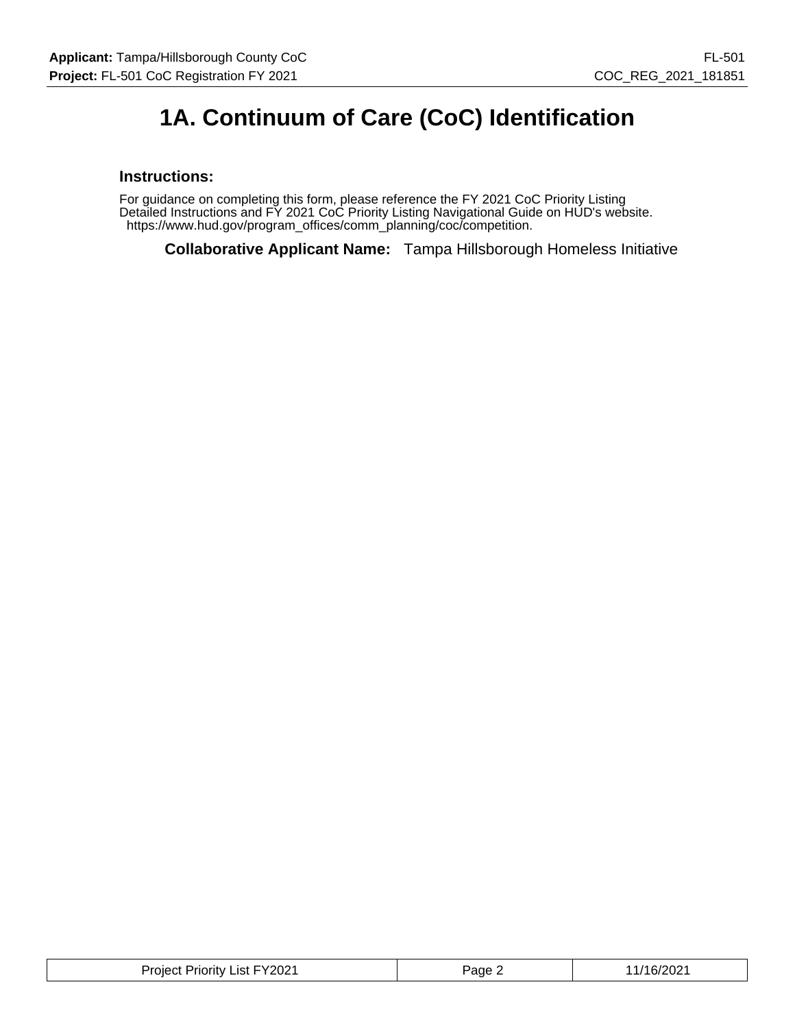# 1A. Continuum of Care (CoC) Identification

### Instructions:

For guidance on completing this form, please reference the FY 2021 CoC Priority Listing Detailed Instructions and FY 2021 CoC Priority Listing Navigational Guide on HUD's website. https://www.hud.gov/program_offices/comm_planning/coc/competition.

**Collaborative Applicant Name:** Tampa Hillsborough Homeless Initiative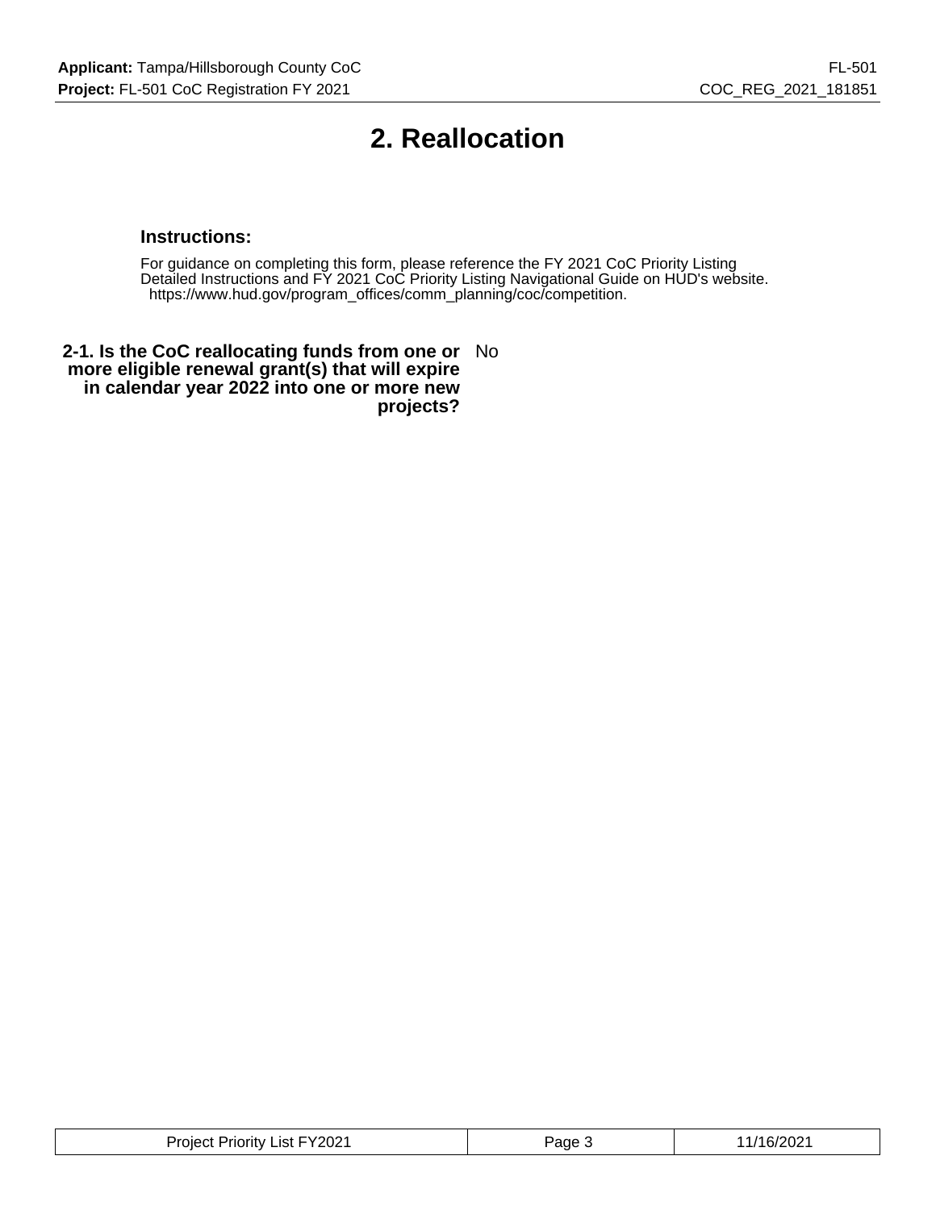# 2. Reallocation

### Instructions:

For guidance on completing this form, please reference the FY 2021 CoC Priority Listing Detailed Instructions and FY 2021 CoC Priority Listing Navigational Guide on HUD's website. https://www.hud.gov/program_offices/comm_planning/coc/competition.

**2-1. Is the CoC reallocating funds from one or more eligible renewal grant(s) that will expire in calendar year 2022 into one or more new projects?** No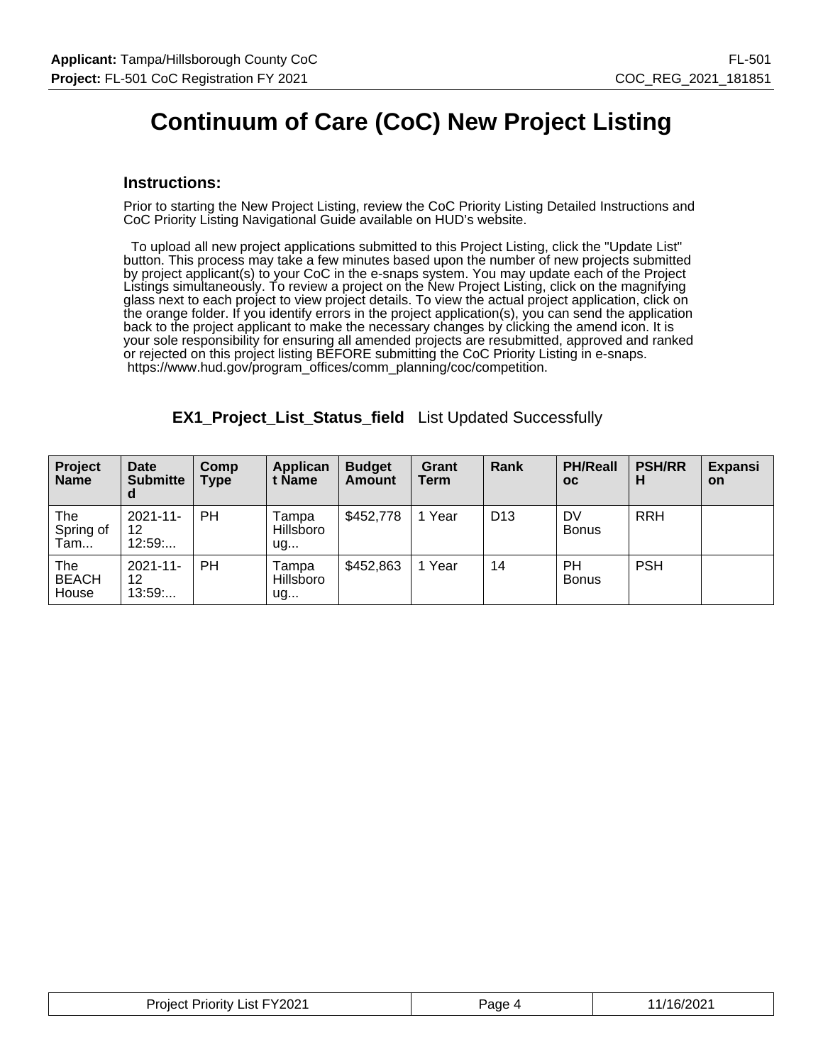# Continuum of Care (CoC) New Project Listing

## Instructions:

Prior to starting the New Project Listing, review the CoC Priority Listing Detailed Instructions and CoC Priority Listing Navigational Guide available on HUD's website.

To upload all new project applications submitted to this Project Listing, click the "Update List" button. This process may take a few minutes based upon the number of new projects submitted by project applicant(s) to your CoC in the e-snaps system. You may update each of the Project Listings simultaneously. To review a project on the New Project Listing, click on the magnifying glass next to each project to view project details. To view the actual project application, click on the orange folder. If you identify errors in the project application(s), you can send the application back to the project applicant to make the necessary changes by clicking the amend icon. It is your sole responsibility for ensuring all amended projects are resubmitted, approved and ranked or rejected on this project listing BEFORE submitting the CoC Priority Listing in e-snaps. https://www.hud.gov/program_offices/comm_planning/coc/competition.

**EX1_Project_List_Status_field** List Updated Successfully

| Project Name | Date Submitted | Comp Type | Applicant Name | Budget Amount | Grant Term | Rank | PH/Realloc | PSH/RRH | Expansion |
|---|---|---|---|---|---|---|---|---|---|
| The Spring of Tam... | 2021-11-12 12:59:... | PH | Tampa Hillsborough... | $452,778 | 1 Year | D13 | DV Bonus | RRH | |
| The BEACH House | 2021-11-12 13:59:... | PH | Tampa Hillsborough... | $452,863 | 1 Year | 14 | PH Bonus | PSH | |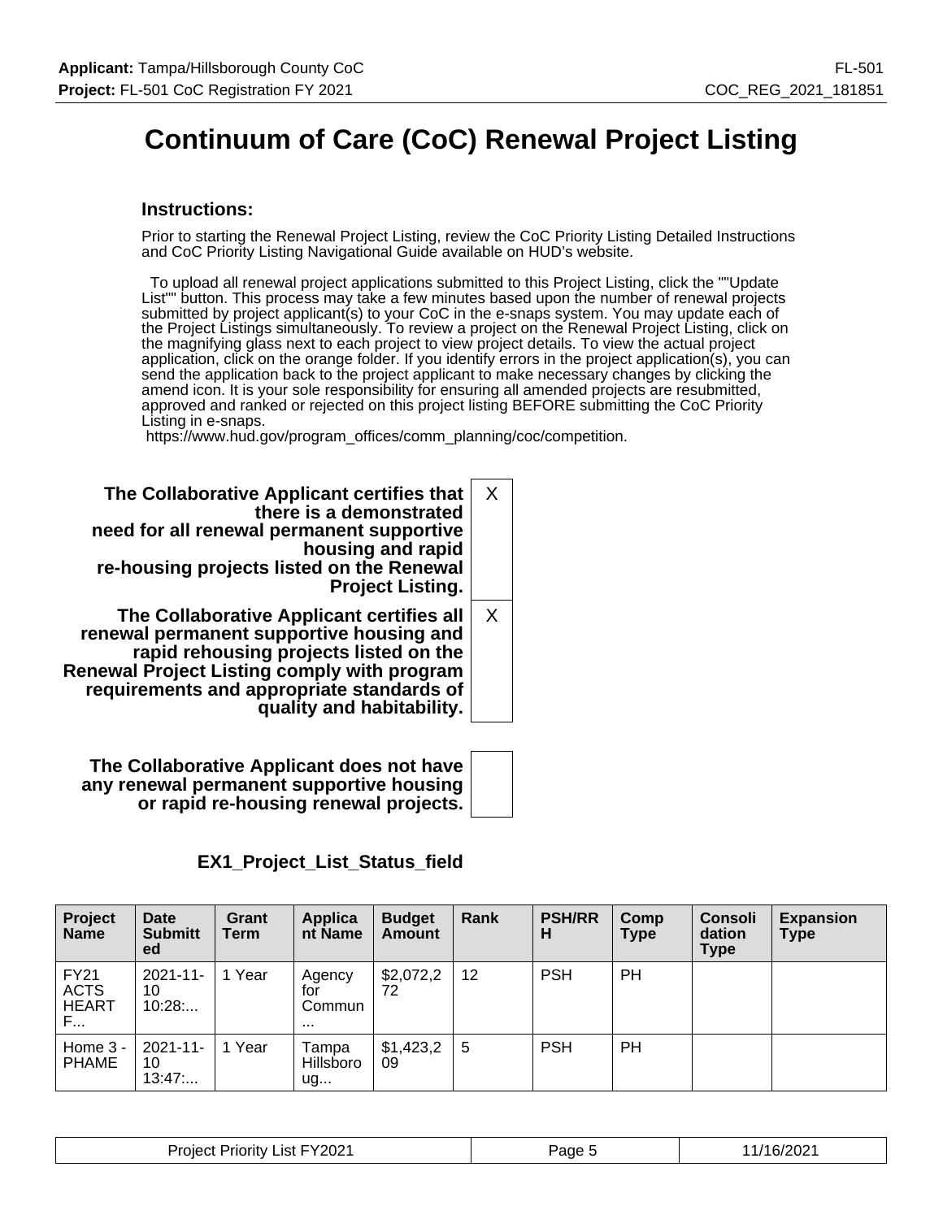# Continuum of Care (CoC) Renewal Project Listing

### Instructions:

Prior to starting the Renewal Project Listing, review the CoC Priority Listing Detailed Instructions and CoC Priority Listing Navigational Guide available on HUD's website.

To upload all renewal project applications submitted to this Project Listing, click the ""Update List"" button. This process may take a few minutes based upon the number of renewal projects submitted by project applicant(s) to your CoC in the e-snaps system. You may update each of the Project Listings simultaneously. To review a project on the Renewal Project Listing, click on the magnifying glass next to each project to view project details. To view the actual project application, click on the orange folder. If you identify errors in the project application(s), you can send the application back to the project applicant to make necessary changes by clicking the amend icon. It is your sole responsibility for ensuring all amended projects are resubmitted, approved and ranked or rejected on this project listing BEFORE submitting the CoC Priority Listing in e-snaps.
https://www.hud.gov/program_offices/comm_planning/coc/competition.

| | |
|---|---|
| **The Collaborative Applicant certifies that there is a demonstrated need for all renewal permanent supportive housing and rapid re-housing projects listed on the Renewal Project Listing.** | X |
| **The Collaborative Applicant certifies all renewal permanent supportive housing and rapid rehousing projects listed on the Renewal Project Listing comply with program requirements and appropriate standards of quality and habitability.** | X |
| **The Collaborative Applicant does not have any renewal permanent supportive housing or rapid re-housing renewal projects.** | |

**EX1_Project_List_Status_field**

| Project Name | Date Submitted | Grant Term | Applicant Name | Budget Amount | Rank | PSH/RRH | Comp Type | Consolidation Type | Expansion Type |
|---|---|---|---|---|---|---|---|---|---|
| FY21 ACTS HEART F... | 2021-11-10 10:28:... | 1 Year | Agency for Commun ... | $2,072,272 | 12 | PSH | PH | | |
| Home 3 - PHAME | 2021-11-10 13:47:... | 1 Year | Tampa Hillsborough... | $1,423,209 | 5 | PSH | PH | | |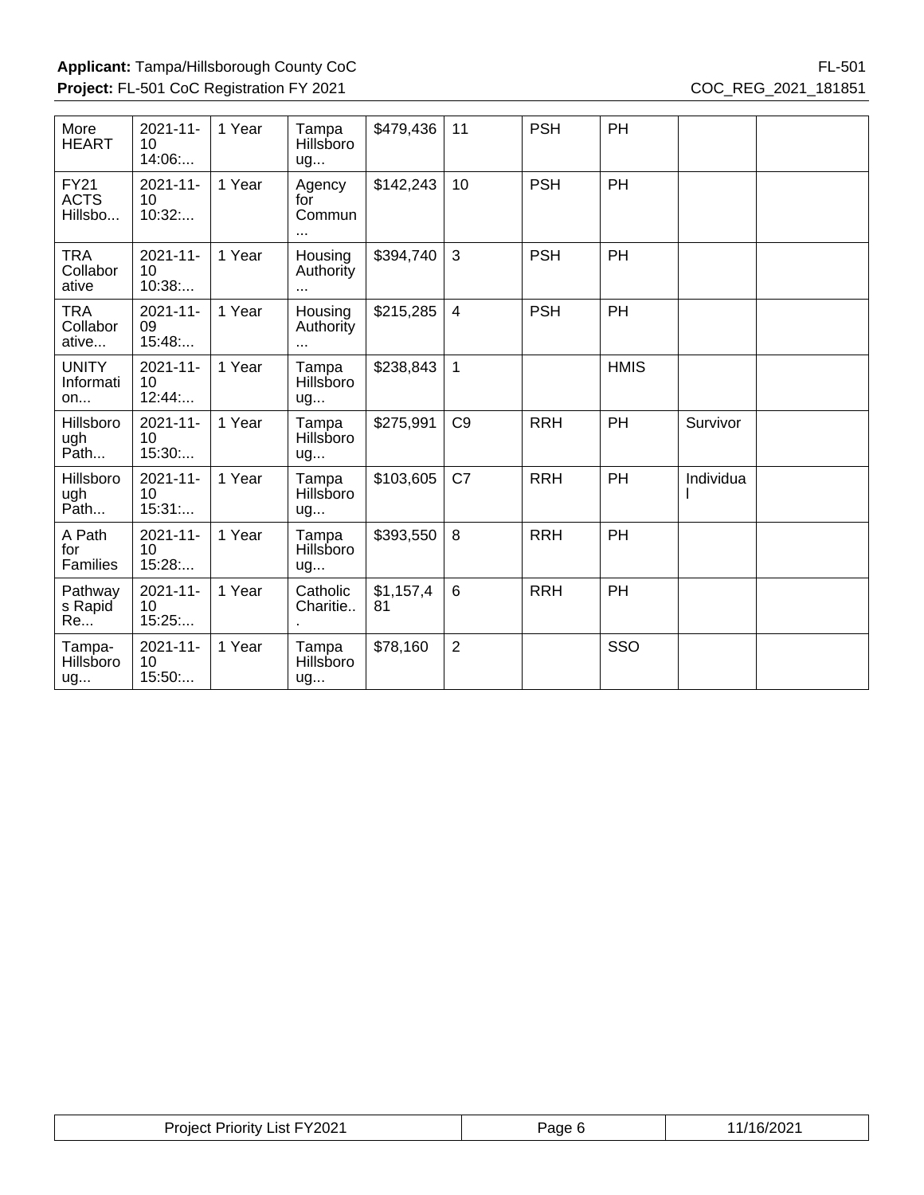| | | | | | | | | | |
|---|---|---|---|---|---|---|---|---|---|
| More HEART | 2021-11-10 14:06:... | 1 Year | Tampa Hillsborough... | $479,436 | 11 | PSH | PH | | |
| FY21 ACTS Hillsbo... | 2021-11-10 10:32:... | 1 Year | Agency for Commun... | $142,243 | 10 | PSH | PH | | |
| TRA Collaborative | 2021-11-10 10:38:... | 1 Year | Housing Authority ... | $394,740 | 3 | PSH | PH | | |
| TRA Collaborative... | 2021-11-09 15:48:... | 1 Year | Housing Authority ... | $215,285 | 4 | PSH | PH | | |
| UNITY Information... | 2021-11-10 12:44:... | 1 Year | Tampa Hillsborough... | $238,843 | 1 | | HMIS | | |
| Hillsborough Path... | 2021-11-10 15:30:... | 1 Year | Tampa Hillsborough... | $275,991 | C9 | RRH | PH | Survivor | |
| Hillsborough Path... | 2021-11-10 15:31:... | 1 Year | Tampa Hillsborough... | $103,605 | C7 | RRH | PH | Individual | |
| A Path for Families | 2021-11-10 15:28:... | 1 Year | Tampa Hillsborough... | $393,550 | 8 | RRH | PH | | |
| Pathways Rapid Re... | 2021-11-10 15:25:... | 1 Year | Catholic Charitie... | $1,157,481 | 6 | RRH | PH | | |
| Tampa-Hillsborough... | 2021-11-10 15:50:... | 1 Year | Tampa Hillsborough... | $78,160 | 2 | | SSO | | |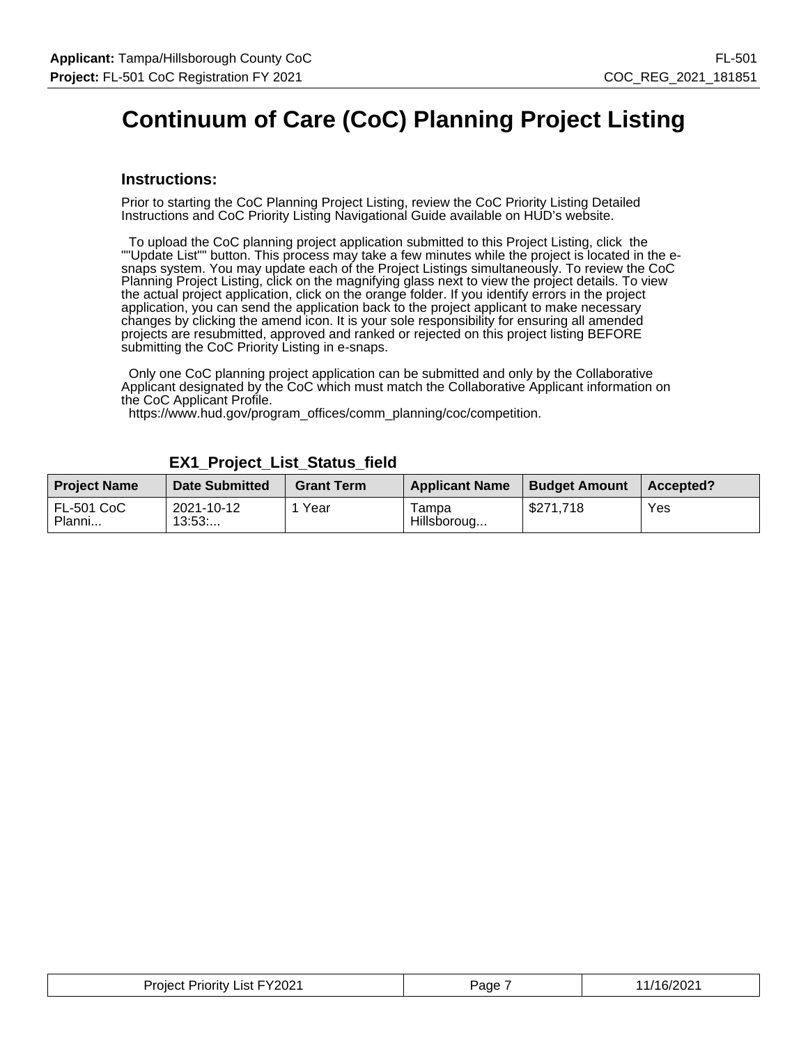# Continuum of Care (CoC) Planning Project Listing

## Instructions:

Prior to starting the CoC Planning Project Listing, review the CoC Priority Listing Detailed Instructions and CoC Priority Listing Navigational Guide available on HUD's website.

To upload the CoC planning project application submitted to this Project Listing, click the ""Update List"" button. This process may take a few minutes while the project is located in the e-snaps system. You may update each of the Project Listings simultaneously. To review the CoC Planning Project Listing, click on the magnifying glass next to view the project details. To view the actual project application, click on the orange folder. If you identify errors in the project application, you can send the application back to the project applicant to make necessary changes by clicking the amend icon. It is your sole responsibility for ensuring all amended projects are resubmitted, approved and ranked or rejected on this project listing BEFORE submitting the CoC Priority Listing in e-snaps.

Only one CoC planning project application can be submitted and only by the Collaborative Applicant designated by the CoC which must match the Collaborative Applicant information on the CoC Applicant Profile.
https://www.hud.gov/program_offices/comm_planning/coc/competition.

### EX1_Project_List_Status_field

| Project Name | Date Submitted | Grant Term | Applicant Name | Budget Amount | Accepted? |
|---|---|---|---|---|---|
| FL-501 CoC Planni... | 2021-10-12 13:53:... | 1 Year | Tampa Hillsboroug... | $271,718 | Yes |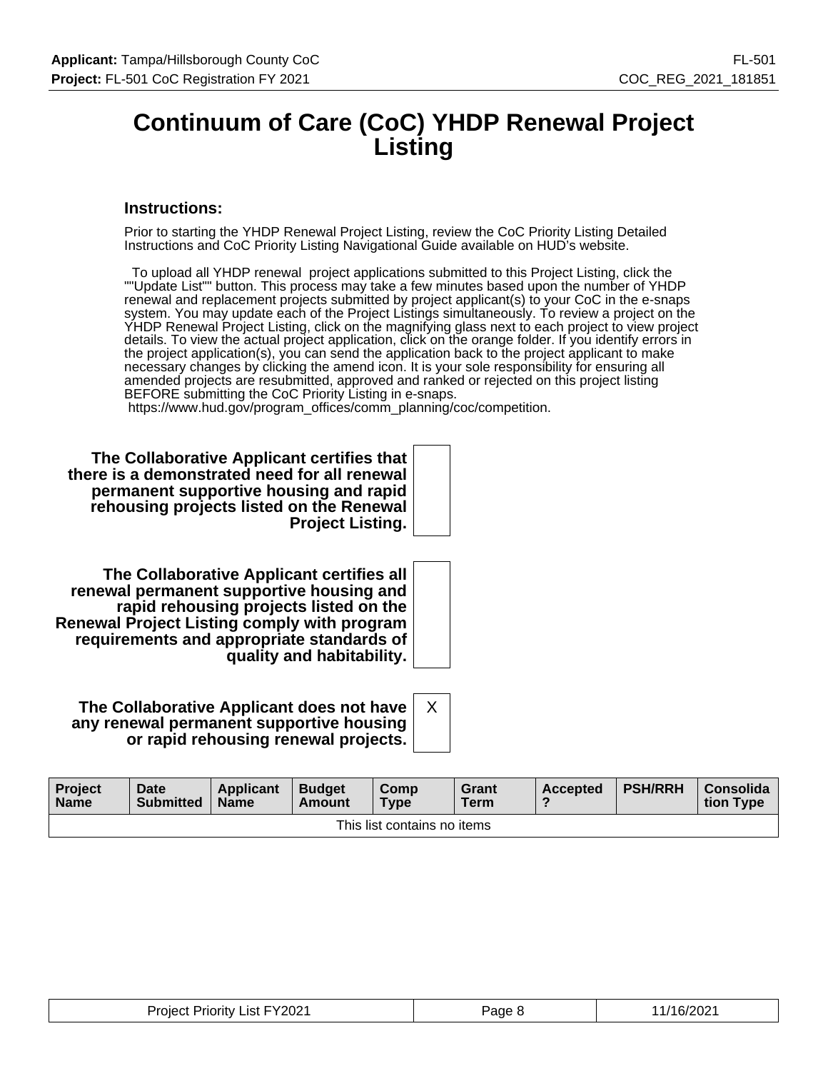# Continuum of Care (CoC) YHDP Renewal Project Listing

### Instructions:

Prior to starting the YHDP Renewal Project Listing, review the CoC Priority Listing Detailed Instructions and CoC Priority Listing Navigational Guide available on HUD's website.

To upload all YHDP renewal project applications submitted to this Project Listing, click the ""Update List"" button. This process may take a few minutes based upon the number of YHDP renewal and replacement projects submitted by project applicant(s) to your CoC in the e-snaps system. You may update each of the Project Listings simultaneously. To review a project on the YHDP Renewal Project Listing, click on the magnifying glass next to each project to view project details. To view the actual project application, click on the orange folder. If you identify errors in the project application(s), you can send the application back to the project applicant to make necessary changes by clicking the amend icon. It is your sole responsibility for ensuring all amended projects are resubmitted, approved and ranked or rejected on this project listing BEFORE submitting the CoC Priority Listing in e-snaps.
https://www.hud.gov/program_offices/comm_planning/coc/competition.

| | |
|---|---|
| **The Collaborative Applicant certifies that there is a demonstrated need for all renewal permanent supportive housing and rapid rehousing projects listed on the Renewal Project Listing.** | |
| **The Collaborative Applicant certifies all renewal permanent supportive housing and rapid rehousing projects listed on the Renewal Project Listing comply with program requirements and appropriate standards of quality and habitability.** | |
| **The Collaborative Applicant does not have any renewal permanent supportive housing or rapid rehousing renewal projects.** | X |

| Project Name | Date Submitted | Applicant Name | Budget Amount | Comp Type | Grant Term | Accepted ? | PSH/RRH | Consolidation Type |
|---|---|---|---|---|---|---|---|---|
| This list contains no items | | | | | | | | |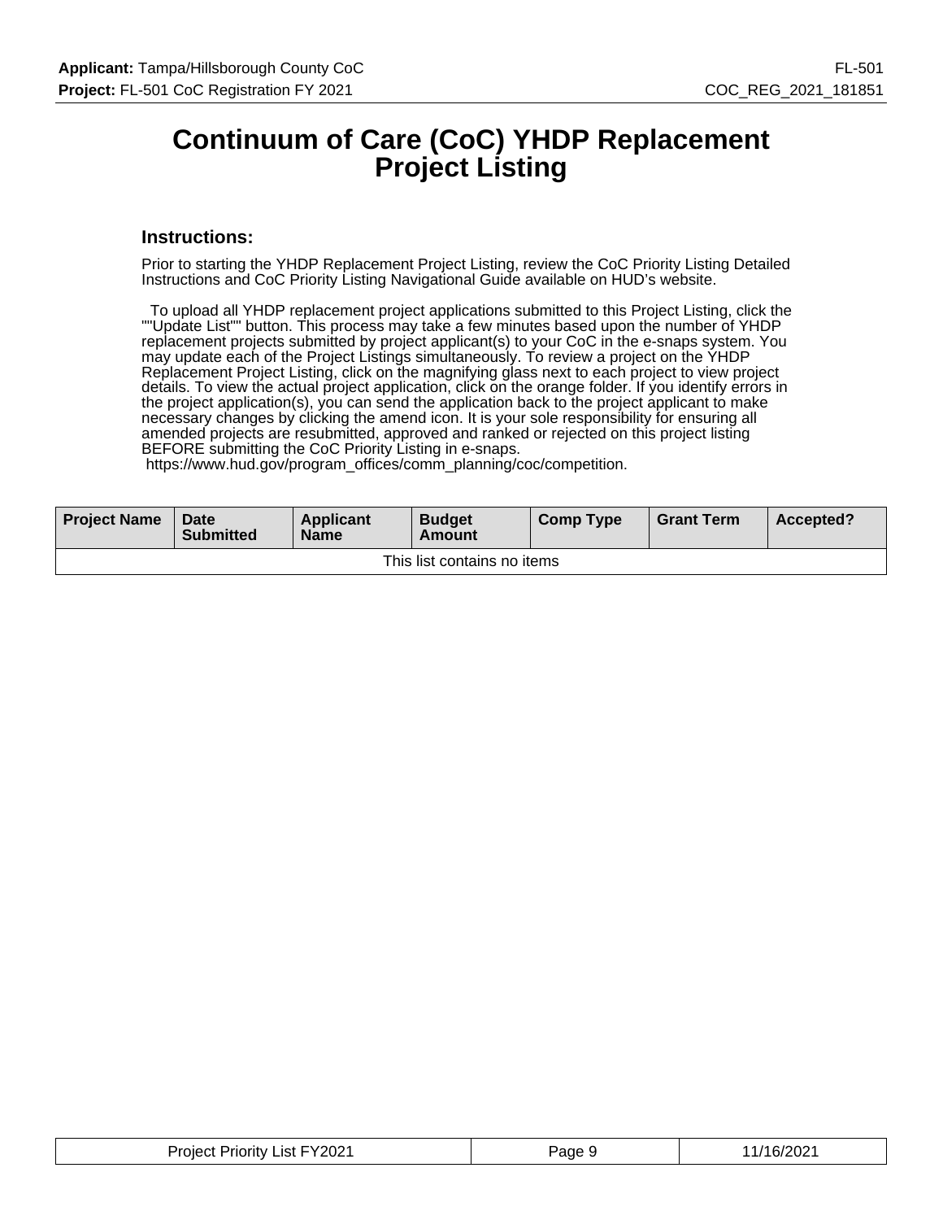# Continuum of Care (CoC) YHDP Replacement Project Listing

### Instructions:

Prior to starting the YHDP Replacement Project Listing, review the CoC Priority Listing Detailed Instructions and CoC Priority Listing Navigational Guide available on HUD's website.

To upload all YHDP replacement project applications submitted to this Project Listing, click the ""Update List"" button. This process may take a few minutes based upon the number of YHDP replacement projects submitted by project applicant(s) to your CoC in the e-snaps system. You may update each of the Project Listings simultaneously. To review a project on the YHDP Replacement Project Listing, click on the magnifying glass next to each project to view project details. To view the actual project application, click on the orange folder. If you identify errors in the project application(s), you can send the application back to the project applicant to make necessary changes by clicking the amend icon. It is your sole responsibility for ensuring all amended projects are resubmitted, approved and ranked or rejected on this project listing BEFORE submitting the CoC Priority Listing in e-snaps.
https://www.hud.gov/program_offices/comm_planning/coc/competition.

| Project Name | Date Submitted | Applicant Name | Budget Amount | Comp Type | Grant Term | Accepted? |
|---|---|---|---|---|---|---|
| This list contains no items | | | | | | |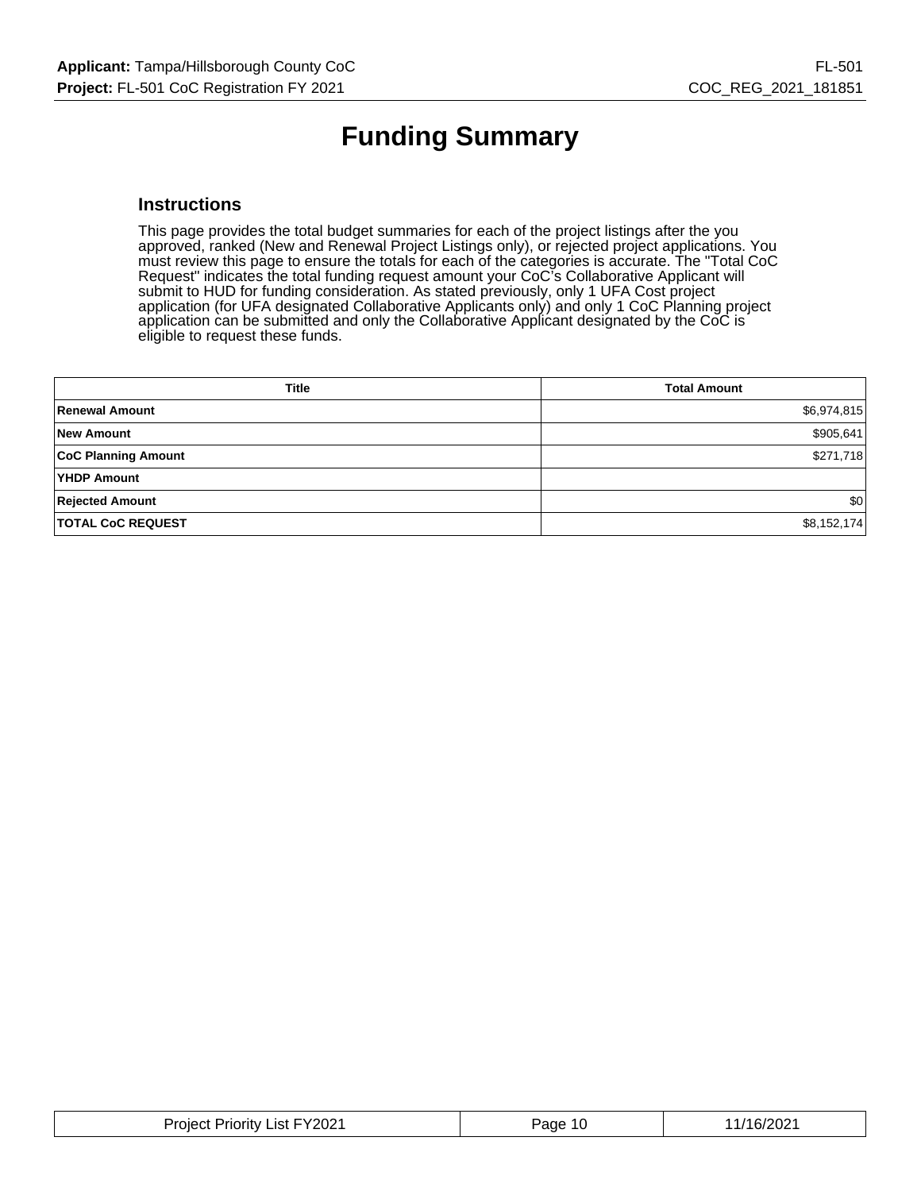# Funding Summary

## Instructions

This page provides the total budget summaries for each of the project listings after the you approved, ranked (New and Renewal Project Listings only), or rejected project applications. You must review this page to ensure the totals for each of the categories is accurate. The "Total CoC Request" indicates the total funding request amount your CoC's Collaborative Applicant will submit to HUD for funding consideration. As stated previously, only 1 UFA Cost project application (for UFA designated Collaborative Applicants only) and only 1 CoC Planning project application can be submitted and only the Collaborative Applicant designated by the CoC is eligible to request these funds.

| Title | Total Amount |
|---|---|
| **Renewal Amount** | $6,974,815 |
| **New Amount** | $905,641 |
| **CoC Planning Amount** | $271,718 |
| **YHDP Amount** | |
| **Rejected Amount** | $0 |
| **TOTAL CoC REQUEST** | $8,152,174 |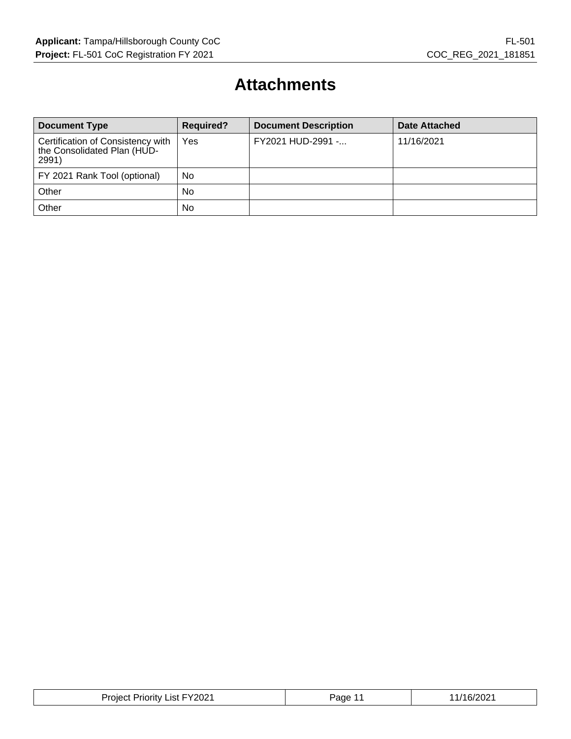# Attachments

| Document Type | Required? | Document Description | Date Attached |
|---|---|---|---|
| Certification of Consistency with the Consolidated Plan (HUD-2991) | Yes | FY2021 HUD-2991 -... | 11/16/2021 |
| FY 2021 Rank Tool (optional) | No | | |
| Other | No | | |
| Other | No | | |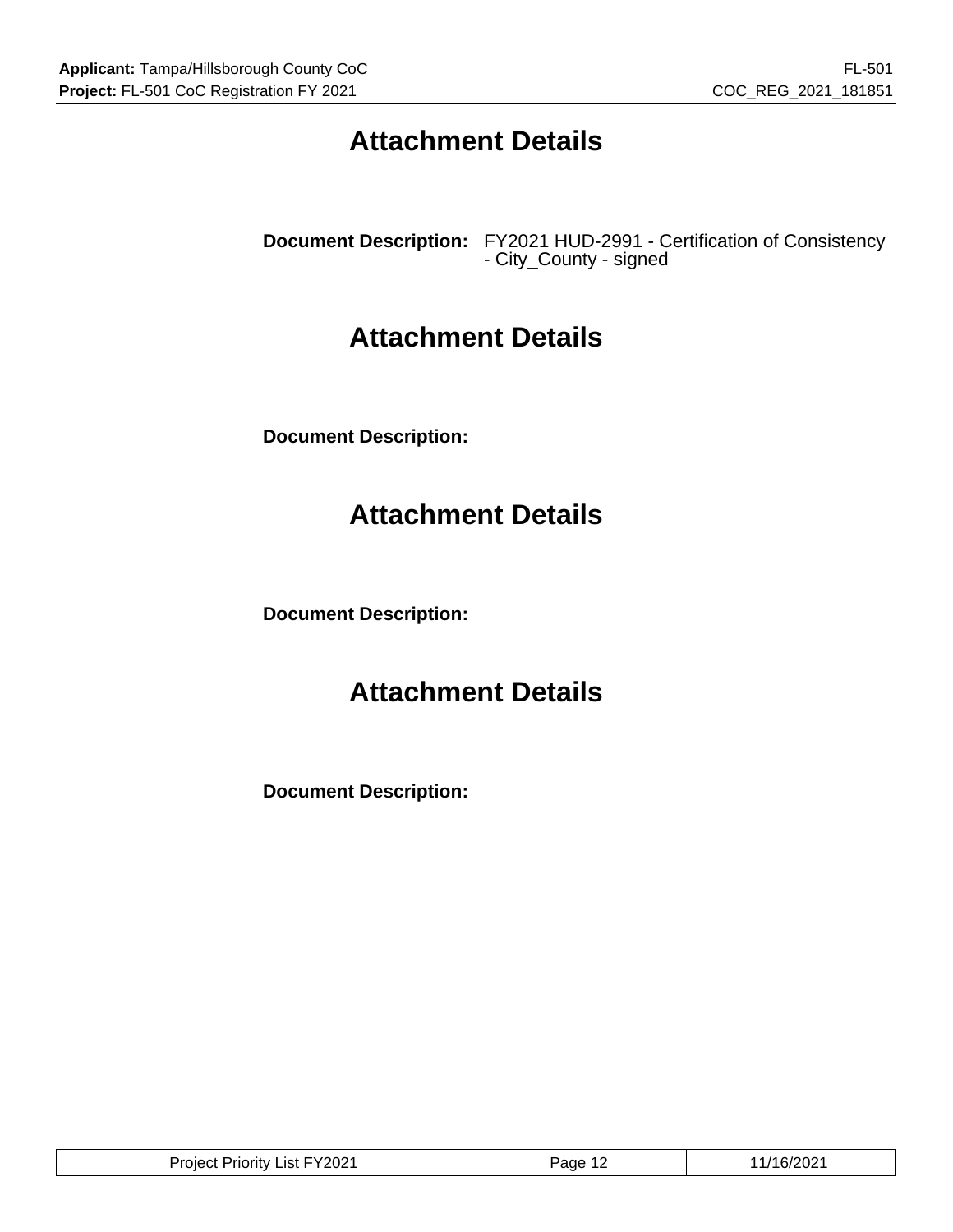# Attachment Details

**Document Description:** FY2021 HUD-2991 - Certification of Consistency - City_County - signed

# Attachment Details

**Document Description:**

# Attachment Details

**Document Description:**

# Attachment Details

**Document Description:**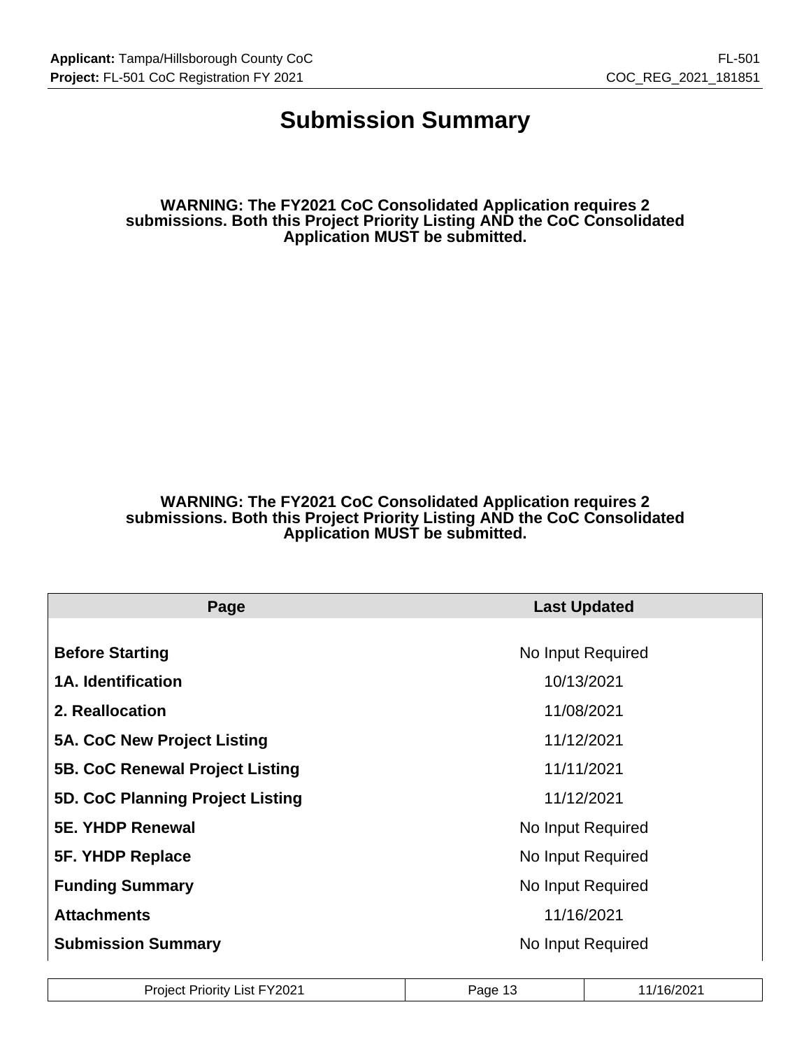# Submission Summary

**WARNING: The FY2021 CoC Consolidated Application requires 2 submissions. Both this Project Priority Listing AND the CoC Consolidated Application MUST be submitted.**

**WARNING: The FY2021 CoC Consolidated Application requires 2 submissions. Both this Project Priority Listing AND the CoC Consolidated Application MUST be submitted.**

| Page | Last Updated |
| --- | --- |
| **Before Starting** | No Input Required |
| **1A. Identification** | 10/13/2021 |
| **2. Reallocation** | 11/08/2021 |
| **5A. CoC New Project Listing** | 11/12/2021 |
| **5B. CoC Renewal Project Listing** | 11/11/2021 |
| **5D. CoC Planning Project Listing** | 11/12/2021 |
| **5E. YHDP Renewal** | No Input Required |
| **5F. YHDP Replace** | No Input Required |
| **Funding Summary** | No Input Required |
| **Attachments** | 11/16/2021 |
| **Submission Summary** | No Input Required |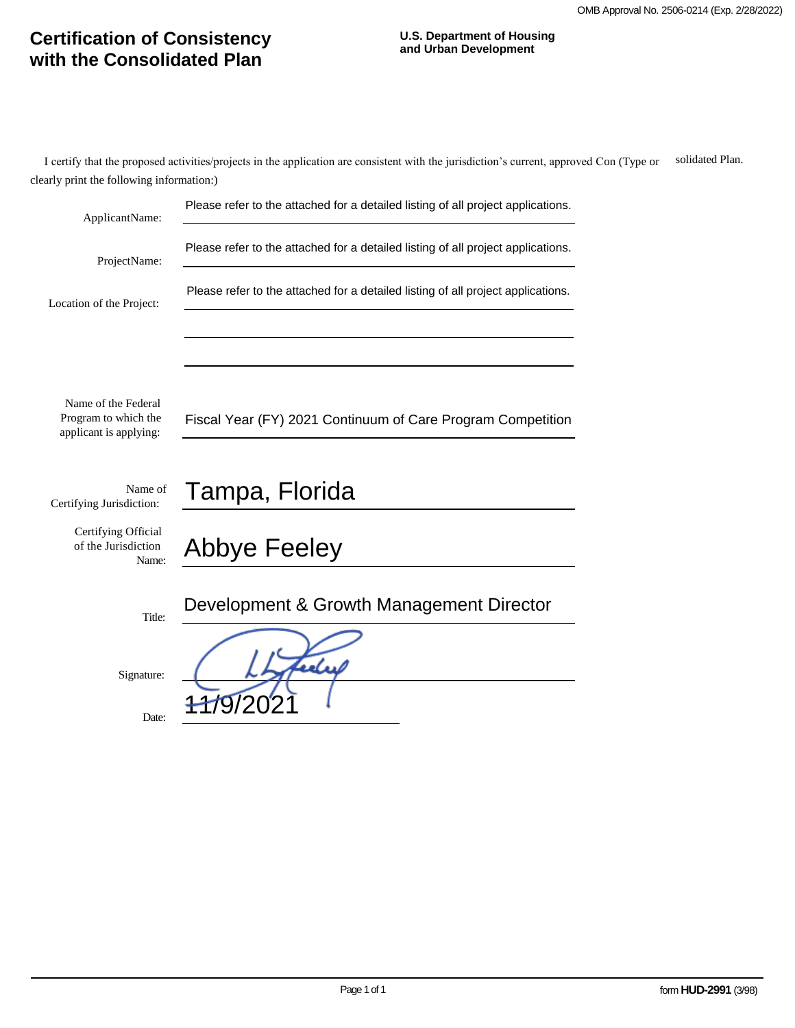# Certification of Consistency with the Consolidated Plan

**U.S. Department of Housing and Urban Development**

OMB Approval No. 2506-0214 (Exp. 2/28/2022)

I certify that the proposed activities/projects in the application are consistent with the jurisdiction's current, approved Consolidated Plan. (Type or clearly print the following information:)

Applicant Name: Please refer to the attached for a detailed listing of all project applications.

Project Name: Please refer to the attached for a detailed listing of all project applications.

Location of the Project: Please refer to the attached for a detailed listing of all project applications.

Name of the Federal Program to which the applicant is applying: Fiscal Year (FY) 2021 Continuum of Care Program Competition

Name of Certifying Jurisdiction: Tampa, Florida

Certifying Official of the Jurisdiction Name: Abbye Feeley

Title: Development & Growth Management Director

Signature:

Date: 11/9/2021

form **HUD-2991** (3/98)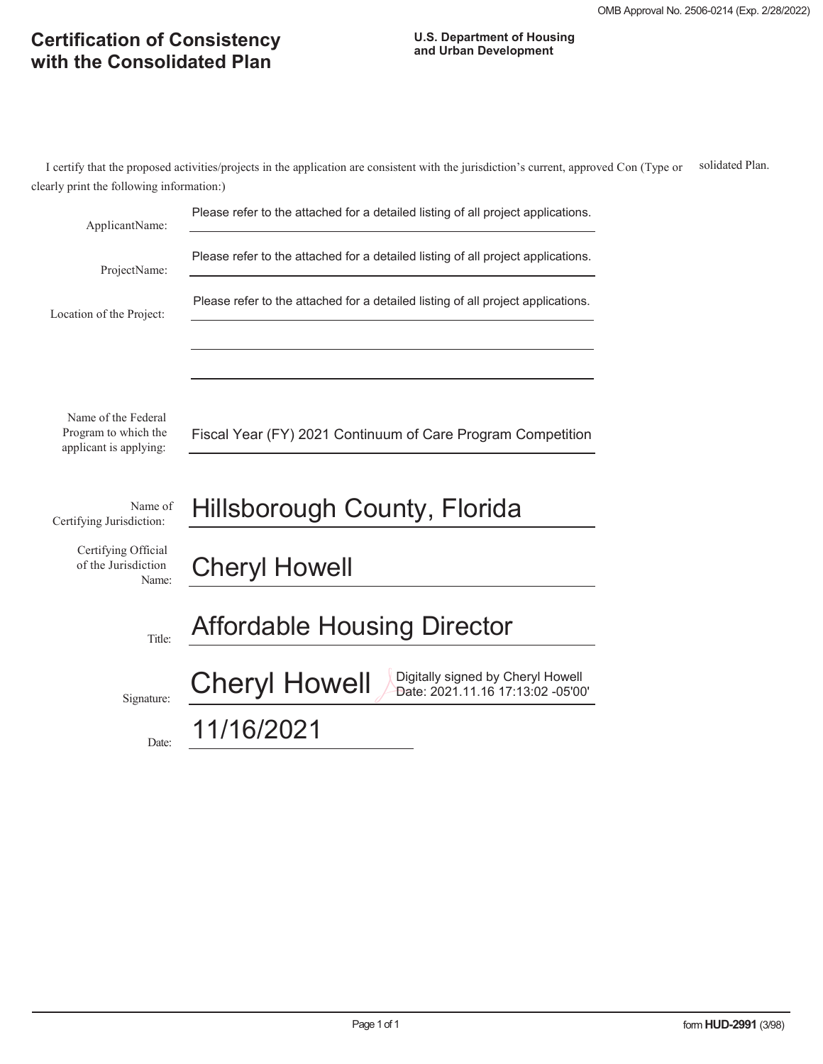OMB Approval No. 2506-0214 (Exp. 2/28/2022)

# Certification of Consistency with the Consolidated Plan

**U.S. Department of Housing and Urban Development**

I certify that the proposed activities/projects in the application are consistent with the jurisdiction's current, approved Consolidated Plan. (Type or clearly print the following information:)

Applicant Name: Please refer to the attached for a detailed listing of all project applications.

Project Name: Please refer to the attached for a detailed listing of all project applications.

Location of the Project: Please refer to the attached for a detailed listing of all project applications.

Name of the Federal Program to which the applicant is applying: Fiscal Year (FY) 2021 Continuum of Care Program Competition

Name of Certifying Jurisdiction: Hillsborough County, Florida

Certifying Official of the Jurisdiction Name: Cheryl Howell

Title: Affordable Housing Director

Signature: Cheryl Howell — Digitally signed by Cheryl Howell Date: 2021.11.16 17:13:02 -05'00'

Date: 11/16/2021

form **HUD-2991** (3/98)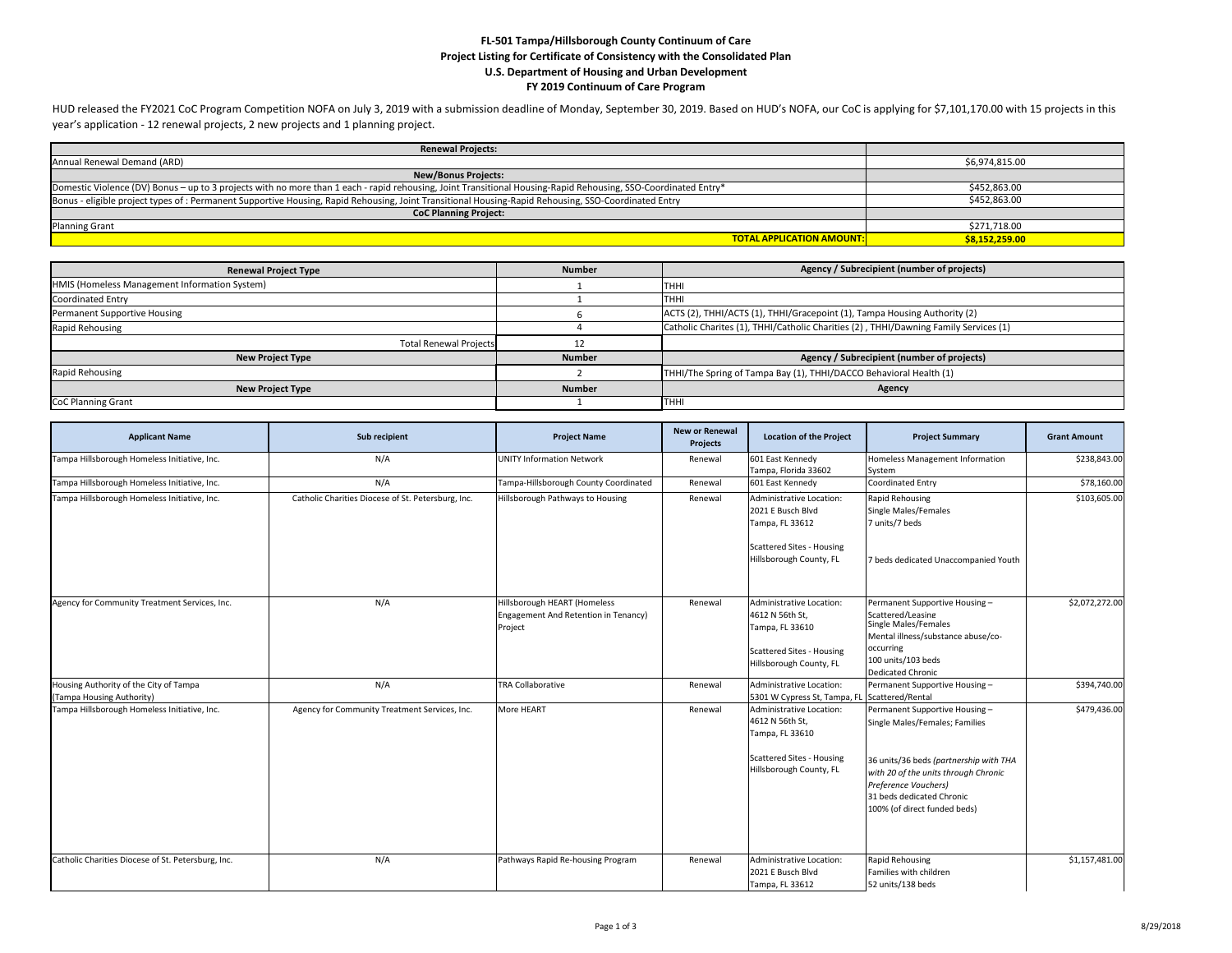# FL-501 Tampa/Hillsborough County Continuum of Care
## Project Listing for Certificate of Consistency with the Consolidated Plan
## U.S. Department of Housing and Urban Development
## FY 2019 Continuum of Care Program

HUD released the FY2021 CoC Program Competition NOFA on July 3, 2019 with a submission deadline of Monday, September 30, 2019. Based on HUD's NOFA, our CoC is applying for $7,101,170.00 with 15 projects in this year's application - 12 renewal projects, 2 new projects and 1 planning project.

| **Renewal Projects:** | |
|---|---|
| Annual Renewal Demand (ARD) | $6,974,815.00 |
| **New/Bonus Projects:** | |
| Domestic Violence (DV) Bonus – up to 3 projects with no more than 1 each - rapid rehousing, Joint Transitional Housing-Rapid Rehousing, SSO-Coordinated Entry* | $452,863.00 |
| Bonus - eligible project types of : Permanent Supportive Housing, Rapid Rehousing, Joint Transitional Housing-Rapid Rehousing, SSO-Coordinated Entry | $452,863.00 |
| **CoC Planning Project:** | |
| Planning Grant | $271,718.00 |
| **TOTAL APPLICATION AMOUNT:** | **$8,152,259.00** |

| Renewal Project Type | Number | Agency / Subrecipient (number of projects) |
|---|---|---|
| HMIS (Homeless Management Information System) | 1 | THHI |
| Coordinated Entry | 1 | THHI |
| Permanent Supportive Housing | 6 | ACTS (2), THHI/ACTS (1), THHI/Gracepoint (1), Tampa Housing Authority (2) |
| Rapid Rehousing | 4 | Catholic Charites (1), THHI/Catholic Charities (2) , THHI/Dawning Family Services (1) |
| Total Renewal Projects | 12 | |
| **New Project Type** | **Number** | **Agency / Subrecipient (number of projects)** |
| Rapid Rehousing | 2 | THHI/The Spring of Tampa Bay (1), THHI/DACCO Behavioral Health (1) |
| **New Project Type** | **Number** | **Agency** |
| CoC Planning Grant | 1 | THHI |

| Applicant Name | Sub recipient | Project Name | New or Renewal Projects | Location of the Project | Project Summary | Grant Amount |
|---|---|---|---|---|---|---|
| Tampa Hillsborough Homeless Initiative, Inc. | N/A | UNITY Information Network | Renewal | 601 East Kennedy Tampa, Florida 33602 | Homeless Management Information System | $238,843.00 |
| Tampa Hillsborough Homeless Initiative, Inc. | N/A | Tampa-Hillsborough County Coordinated | Renewal | 601 East Kennedy | Coordinated Entry | $78,160.00 |
| Tampa Hillsborough Homeless Initiative, Inc. | Catholic Charities Diocese of St. Petersburg, Inc. | Hillsborough Pathways to Housing | Renewal | Administrative Location: 2021 E Busch Blvd Tampa, FL 33612<br><br>Scattered Sites - Housing Hillsborough County, FL | Rapid Rehousing<br>Single Males/Females<br>7 units/7 beds<br><br>7 beds dedicated Unaccompanied Youth | $103,605.00 |
| Agency for Community Treatment Services, Inc. | N/A | Hillsborough HEART (Homeless Engagement And Retention in Tenancy) Project | Renewal | Administrative Location: 4612 N 56th St, Tampa, FL 33610<br><br>Scattered Sites - Housing Hillsborough County, FL | Permanent Supportive Housing – Scattered/Leasing<br>Single Males/Females<br>Mental illness/substance abuse/co-occurring<br>100 units/103 beds<br>Dedicated Chronic | $2,072,272.00 |
| Housing Authority of the City of Tampa (Tampa Housing Authority) | N/A | TRA Collaborative | Renewal | Administrative Location: 5301 W Cypress St, Tampa, FL | Permanent Supportive Housing – Scattered/Rental | $394,740.00 |
| Tampa Hillsborough Homeless Initiative, Inc. | Agency for Community Treatment Services, Inc. | More HEART | Renewal | Administrative Location: 4612 N 56th St, Tampa, FL 33610<br><br>Scattered Sites - Housing Hillsborough County, FL | Permanent Supportive Housing – Single Males/Females; Families<br><br>36 units/36 beds *(partnership with THA with 20 of the units through Chronic Preference Vouchers)*<br>31 beds dedicated Chronic<br>100% (of direct funded beds) | $479,436.00 |
| Catholic Charities Diocese of St. Petersburg, Inc. | N/A | Pathways Rapid Re-housing Program | Renewal | Administrative Location: 2021 E Busch Blvd Tampa, FL 33612 | Rapid Rehousing<br>Families with children<br>52 units/138 beds | $1,157,481.00 |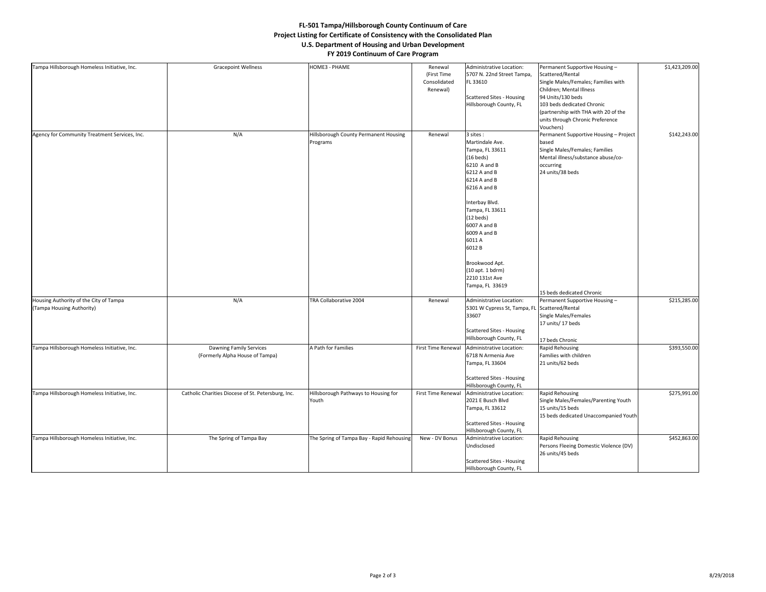**FL-501 Tampa/Hillsborough County Continuum of Care**
**Project Listing for Certificate of Consistency with the Consolidated Plan**
**U.S. Department of Housing and Urban Development**
**FY 2019 Continuum of Care Program**

| | | | | | | |
|---|---|---|---|---|---|---|
| Tampa Hillsborough Homeless Initiative, Inc. | Gracepoint Wellness | HOME3 - PHAME | Renewal (First Time Consolidated Renewal) | Administrative Location: 5707 N. 22nd Street Tampa, FL 33610<br><br>Scattered Sites - Housing Hillsborough County, FL | Permanent Supportive Housing – Scattered/Rental<br>Single Males/Females; Families with Children; Mental Illness<br>94 Units/130 beds<br>103 beds dedicated Chronic (partnership with THA with 20 of the units through Chronic Preference Vouchers) | $1,423,209.00 |
| Agency for Community Treatment Services, Inc. | N/A | Hillsborough County Permanent Housing Programs | Renewal | 3 sites :<br>Martindale Ave.<br>Tampa, FL 33611<br>(16 beds)<br>6210 A and B<br>6212 A and B<br>6214 A and B<br>6216 A and B<br><br>Interbay Blvd.<br>Tampa, FL 33611<br>(12 beds)<br>6007 A and B<br>6009 A and B<br>6011 A<br>6012 B<br><br>Brookwood Apt.<br>(10 apt. 1 bdrm)<br>2210 131st Ave<br>Tampa, FL 33619 | Permanent Supportive Housing – Project based<br>Single Males/Females; Families<br>Mental illness/substance abuse/co-occurring<br>24 units/38 beds<br><br>15 beds dedicated Chronic | $142,243.00 |
| Housing Authority of the City of Tampa (Tampa Housing Authority) | N/A | TRA Collaborative 2004 | Renewal | Administrative Location: 5301 W Cypress St, Tampa, FL 33607<br><br>Scattered Sites - Housing Hillsborough County, FL | Permanent Supportive Housing – Scattered/Rental<br>Single Males/Females<br>17 units/ 17 beds<br><br>17 beds Chronic | $215,285.00 |
| Tampa Hillsborough Homeless Initiative, Inc. | Dawning Family Services (Formerly Alpha House of Tampa) | A Path for Families | First Time Renewal | Administrative Location: 6718 N Armenia Ave Tampa, FL 33604<br><br>Scattered Sites - Housing Hillsborough County, FL | Rapid Rehousing<br>Families with children<br>21 units/62 beds | $393,550.00 |
| Tampa Hillsborough Homeless Initiative, Inc. | Catholic Charities Diocese of St. Petersburg, Inc. | Hillsborough Pathways to Housing for Youth | First Time Renewal | Administrative Location: 2021 E Busch Blvd Tampa, FL 33612<br><br>Scattered Sites - Housing Hillsborough County, FL | Rapid Rehousing<br>Single Males/Females/Parenting Youth<br>15 units/15 beds<br>15 beds dedicated Unaccompanied Youth | $275,991.00 |
| Tampa Hillsborough Homeless Initiative, Inc. | The Spring of Tampa Bay | The Spring of Tampa Bay - Rapid Rehousing | New - DV Bonus | Administrative Location: Undisclosed<br><br>Scattered Sites - Housing Hillsborough County, FL | Rapid Rehousing<br>Persons Fleeing Domestic Violence (DV)<br>26 units/45 beds | $452,863.00 |

8/29/2018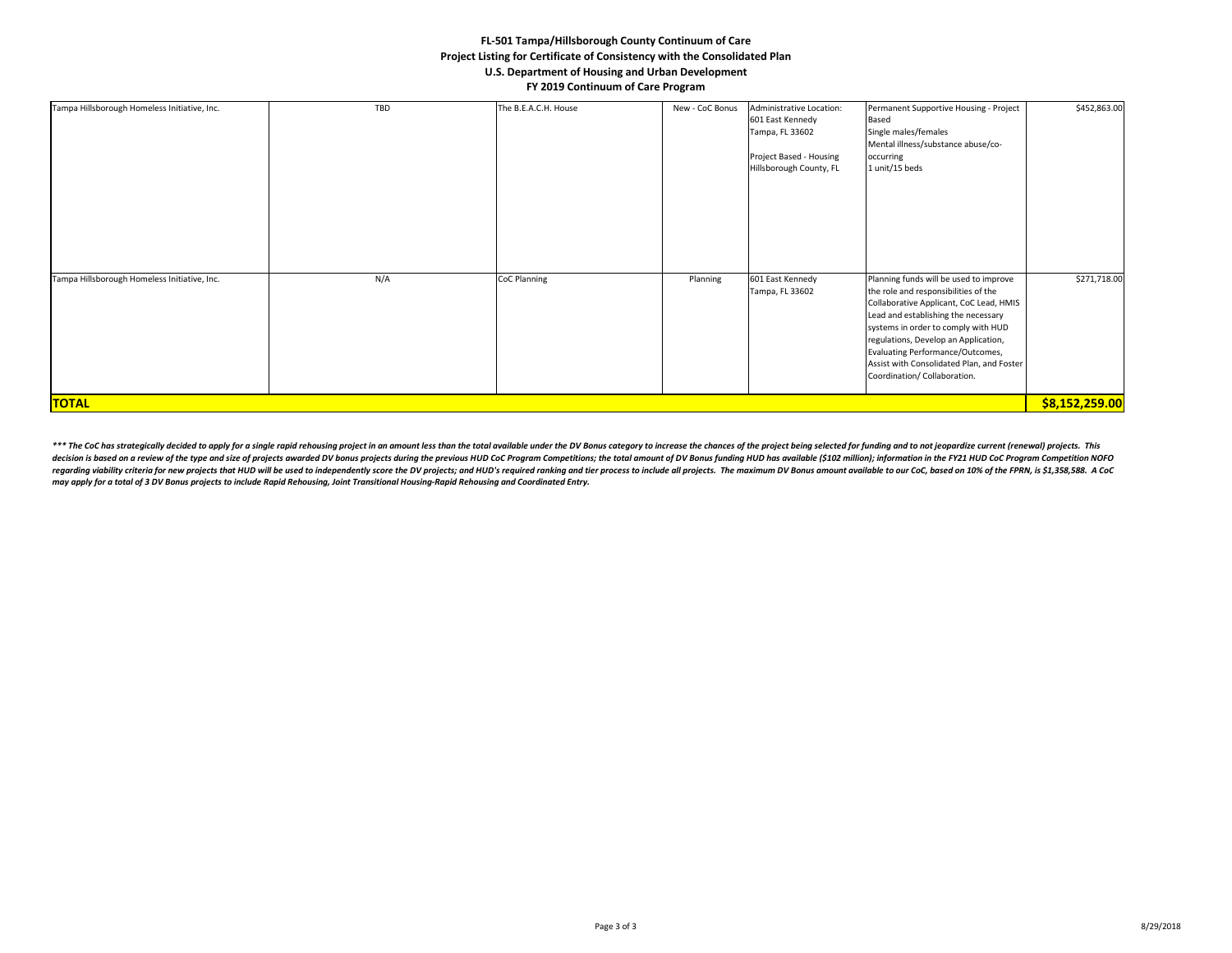**FL-501 Tampa/Hillsborough County Continuum of Care**
**Project Listing for Certificate of Consistency with the Consolidated Plan**
**U.S. Department of Housing and Urban Development**
**FY 2019 Continuum of Care Program**

| | | | | | | |
|---|---|---|---|---|---|---|
| Tampa Hillsborough Homeless Initiative, Inc. | TBD | The B.E.A.C.H. House | New - CoC Bonus | Administrative Location: 601 East Kennedy Tampa, FL 33602<br><br>Project Based - Housing Hillsborough County, FL | Permanent Supportive Housing - Project Based<br>Single males/females<br>Mental illness/substance abuse/co-occurring<br>1 unit/15 beds | $452,863.00 |
| Tampa Hillsborough Homeless Initiative, Inc. | N/A | CoC Planning | Planning | 601 East Kennedy Tampa, FL 33602 | Planning funds will be used to improve the role and responsibilities of the Collaborative Applicant, CoC Lead, HMIS Lead and establishing the necessary systems in order to comply with HUD regulations, Develop an Application, Evaluating Performance/Outcomes, Assist with Consolidated Plan, and Foster Coordination/ Collaboration. | $271,718.00 |
| **TOTAL** | | | | | | **$8,152,259.00** |

****** The CoC has strategically decided to apply for a single rapid rehousing project in an amount less than the total available under the DV Bonus category to increase the chances of the project being selected for funding and to not jeopardize current (renewal) projects. This decision is based on a review of the type and size of projects awarded DV bonus projects during the previous HUD CoC Program Competitions; the total amount of DV Bonus funding HUD has available ($102 million); information in the FY21 HUD CoC Program Competition NOFO regarding viability criteria for new projects that HUD will be used to independently score the DV projects; and HUD's required ranking and tier process to include all projects. The maximum DV Bonus amount available to our CoC, based on 10% of the FPRN, is $1,358,588. A CoC may apply for a total of 3 DV Bonus projects to include Rapid Rehousing, Joint Transitional Housing-Rapid Rehousing and Coordinated Entry.***

8/29/2018